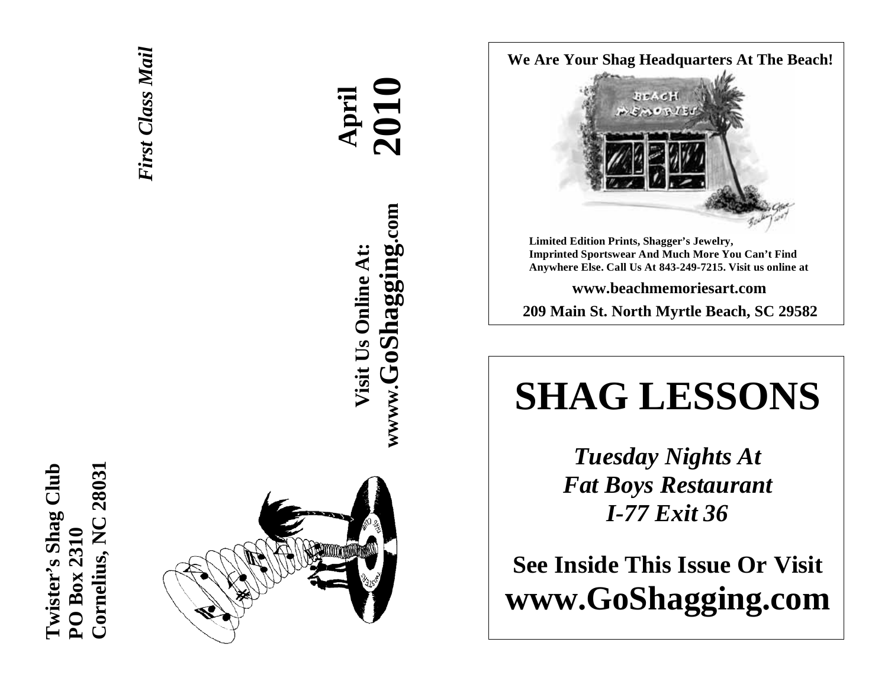**Twister's Shag Club**
**PO Box 2310**
**Cornelius, NC 28031**

***First Class Mail***

**April 2010**

**Visit Us Online At:**
**wwww.GoShagging.com**

**We Are Your Shag Headquarters At The Beach!**

**Limited Edition Prints, Shagger's Jewelry, Imprinted Sportswear And Much More You Can't Find Anywhere Else. Call Us At 843-249-7215. Visit us online at**

**www.beachmemoriesart.com**

**209 Main St. North Myrtle Beach, SC 29582**

# SHAG LESSONS

***Tuesday Nights At***
***Fat Boys Restaurant***
***I-77 Exit 36***

**See Inside This Issue Or Visit**
**www.GoShagging.com**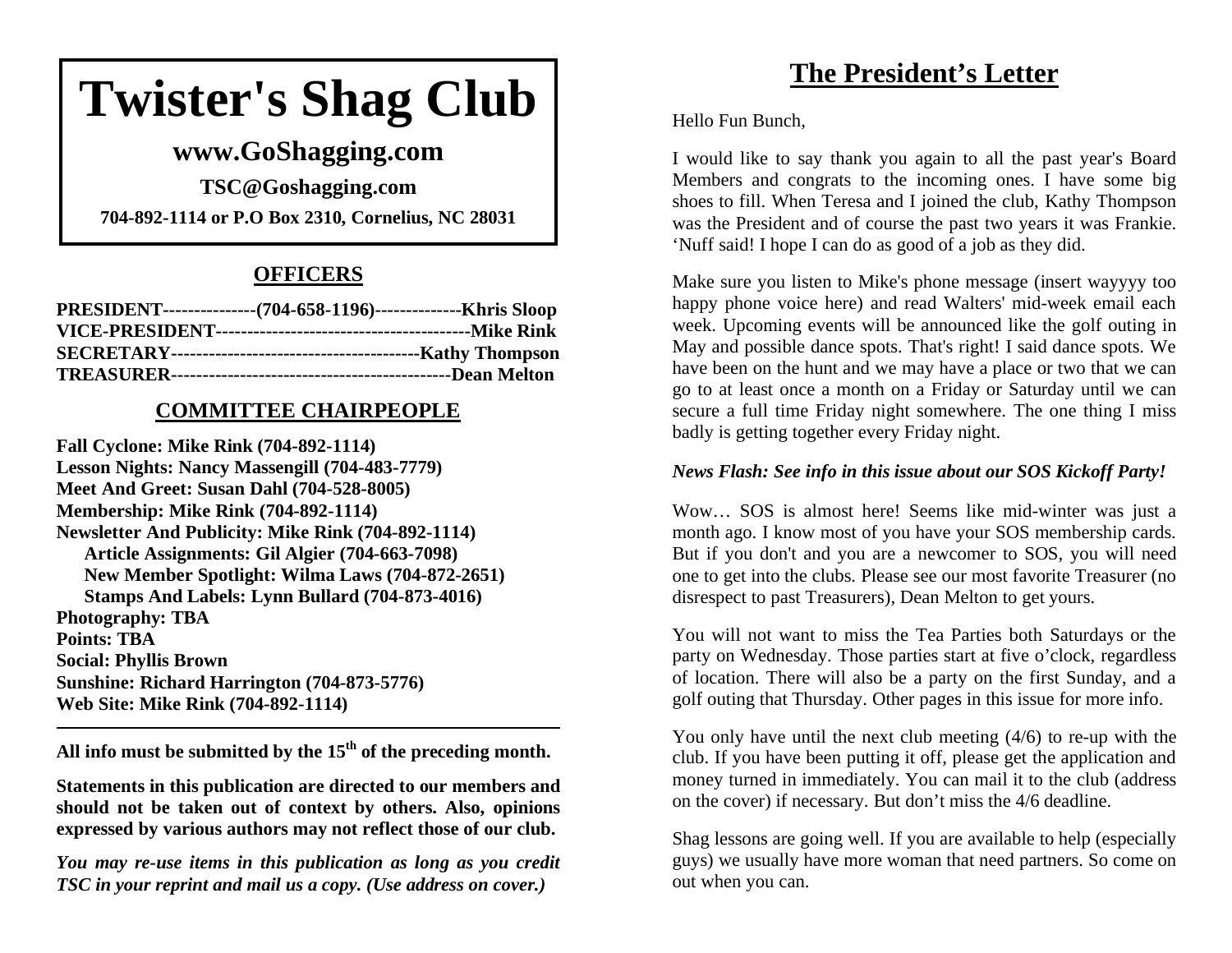# Twister's Shag Club

## www.GoShagging.com

**TSC@Goshagging.com**

**704-892-1114 or P.O Box 2310, Cornelius, NC 28031**

## OFFICERS

**PRESIDENT---------------(704-658-1196)--------------Khris Sloop**
**VICE-PRESIDENT-----------------------------------------Mike Rink**
**SECRETARY----------------------------------------Kathy Thompson**
**TREASURER---------------------------------------------Dean Melton**

## COMMITTEE CHAIRPEOPLE

**Fall Cyclone: Mike Rink (704-892-1114)**
**Lesson Nights: Nancy Massengill (704-483-7779)**
**Meet And Greet: Susan Dahl (704-528-8005)**
**Membership: Mike Rink (704-892-1114)**
**Newsletter And Publicity: Mike Rink (704-892-1114)**
- **Article Assignments: Gil Algier (704-663-7098)**
- **New Member Spotlight: Wilma Laws (704-872-2651)**
- **Stamps And Labels: Lynn Bullard (704-873-4016)**

**Photography: TBA**
**Points: TBA**
**Social: Phyllis Brown**
**Sunshine: Richard Harrington (704-873-5776)**
**Web Site: Mike Rink (704-892-1114)**

---

**All info must be submitted by the 15th of the preceding month.**

**Statements in this publication are directed to our members and should not be taken out of context by others. Also, opinions expressed by various authors may not reflect those of our club.**

***You may re-use items in this publication as long as you credit TSC in your reprint and mail us a copy. (Use address on cover.)***

# The President's Letter

Hello Fun Bunch,

I would like to say thank you again to all the past year's Board Members and congrats to the incoming ones. I have some big shoes to fill. When Teresa and I joined the club, Kathy Thompson was the President and of course the past two years it was Frankie. 'Nuff said! I hope I can do as good of a job as they did.

Make sure you listen to Mike's phone message (insert wayyyy too happy phone voice here) and read Walters' mid-week email each week. Upcoming events will be announced like the golf outing in May and possible dance spots. That's right! I said dance spots. We have been on the hunt and we may have a place or two that we can go to at least once a month on a Friday or Saturday until we can secure a full time Friday night somewhere. The one thing I miss badly is getting together every Friday night.

*News Flash: See info in this issue about our SOS Kickoff Party!*

Wow… SOS is almost here! Seems like mid-winter was just a month ago. I know most of you have your SOS membership cards. But if you don't and you are a newcomer to SOS, you will need one to get into the clubs. Please see our most favorite Treasurer (no disrespect to past Treasurers), Dean Melton to get yours.

You will not want to miss the Tea Parties both Saturdays or the party on Wednesday. Those parties start at five o'clock, regardless of location. There will also be a party on the first Sunday, and a golf outing that Thursday. Other pages in this issue for more info.

You only have until the next club meeting (4/6) to re-up with the club. If you have been putting it off, please get the application and money turned in immediately. You can mail it to the club (address on the cover) if necessary. But don't miss the 4/6 deadline.

Shag lessons are going well. If you are available to help (especially guys) we usually have more woman that need partners. So come on out when you can.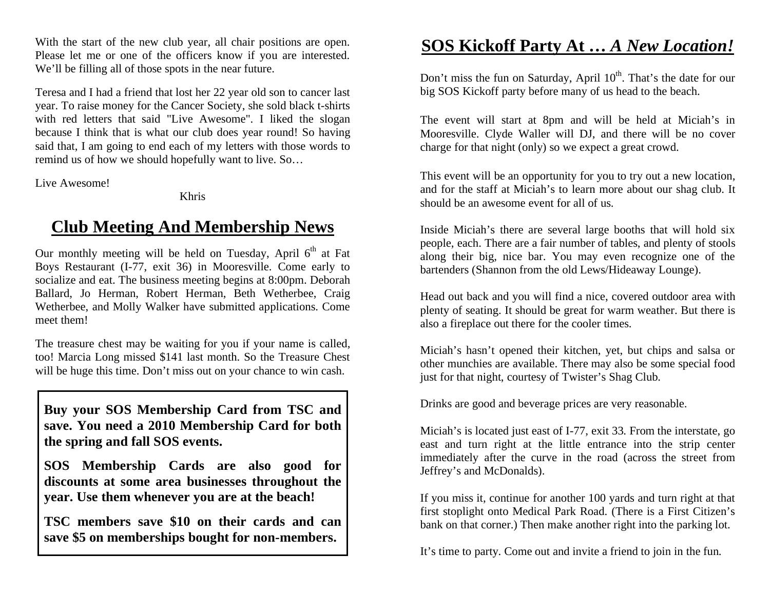With the start of the new club year, all chair positions are open. Please let me or one of the officers know if you are interested. We'll be filling all of those spots in the near future.

Teresa and I had a friend that lost her 22 year old son to cancer last year. To raise money for the Cancer Society, she sold black t-shirts with red letters that said "Live Awesome". I liked the slogan because I think that is what our club does year round! So having said that, I am going to end each of my letters with those words to remind us of how we should hopefully want to live. So…

Live Awesome!

Khris

## Club Meeting And Membership News

Our monthly meeting will be held on Tuesday, April 6th at Fat Boys Restaurant (I-77, exit 36) in Mooresville. Come early to socialize and eat. The business meeting begins at 8:00pm. Deborah Ballard, Jo Herman, Robert Herman, Beth Wetherbee, Craig Wetherbee, and Molly Walker have submitted applications. Come meet them!

The treasure chest may be waiting for you if your name is called, too! Marcia Long missed $141 last month. So the Treasure Chest will be huge this time. Don't miss out on your chance to win cash.

**Buy your SOS Membership Card from TSC and save. You need a 2010 Membership Card for both the spring and fall SOS events.**

**SOS Membership Cards are also good for discounts at some area businesses throughout the year. Use them whenever you are at the beach!**

**TSC members save $10 on their cards and can save $5 on memberships bought for non-members.**

## SOS Kickoff Party At … *A New Location!*

Don't miss the fun on Saturday, April 10th. That's the date for our big SOS Kickoff party before many of us head to the beach.

The event will start at 8pm and will be held at Miciah's in Mooresville. Clyde Waller will DJ, and there will be no cover charge for that night (only) so we expect a great crowd.

This event will be an opportunity for you to try out a new location, and for the staff at Miciah's to learn more about our shag club. It should be an awesome event for all of us.

Inside Miciah's there are several large booths that will hold six people, each. There are a fair number of tables, and plenty of stools along their big, nice bar. You may even recognize one of the bartenders (Shannon from the old Lews/Hideaway Lounge).

Head out back and you will find a nice, covered outdoor area with plenty of seating. It should be great for warm weather. But there is also a fireplace out there for the cooler times.

Miciah's hasn't opened their kitchen, yet, but chips and salsa or other munchies are available. There may also be some special food just for that night, courtesy of Twister's Shag Club.

Drinks are good and beverage prices are very reasonable.

Miciah's is located just east of I-77, exit 33. From the interstate, go east and turn right at the little entrance into the strip center immediately after the curve in the road (across the street from Jeffrey's and McDonalds).

If you miss it, continue for another 100 yards and turn right at that first stoplight onto Medical Park Road. (There is a First Citizen's bank on that corner.) Then make another right into the parking lot.

It's time to party. Come out and invite a friend to join in the fun.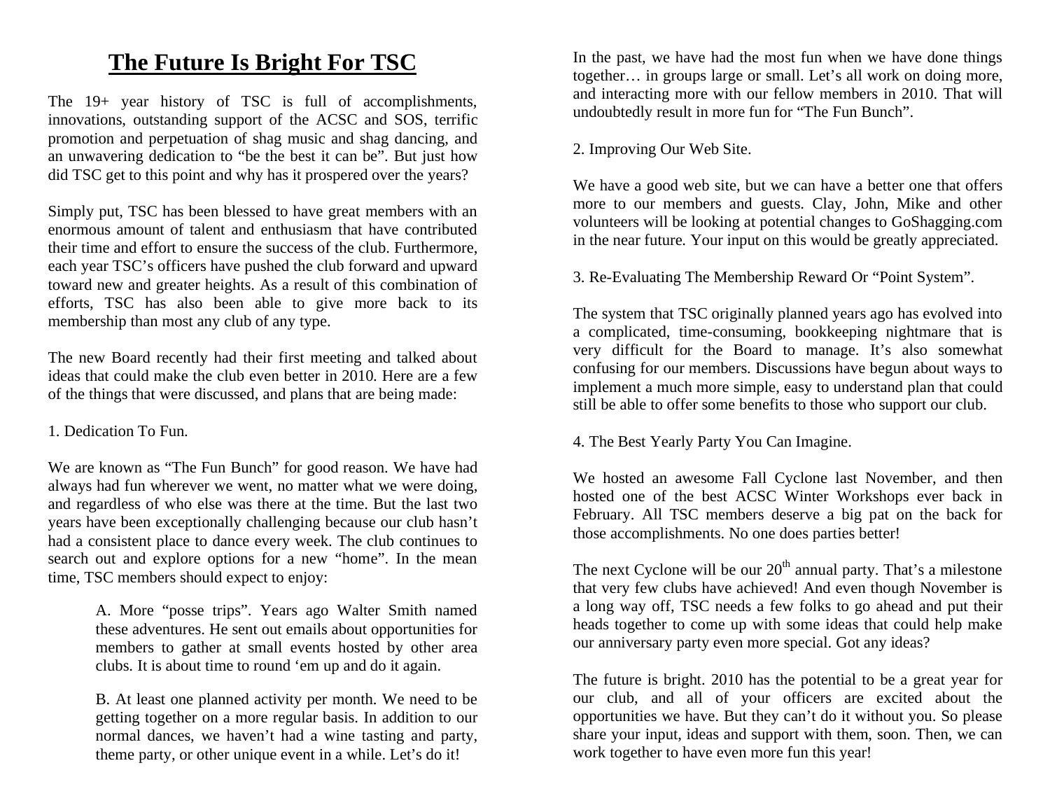# The Future Is Bright For TSC

The 19+ year history of TSC is full of accomplishments, innovations, outstanding support of the ACSC and SOS, terrific promotion and perpetuation of shag music and shag dancing, and an unwavering dedication to "be the best it can be". But just how did TSC get to this point and why has it prospered over the years?

Simply put, TSC has been blessed to have great members with an enormous amount of talent and enthusiasm that have contributed their time and effort to ensure the success of the club. Furthermore, each year TSC's officers have pushed the club forward and upward toward new and greater heights. As a result of this combination of efforts, TSC has also been able to give more back to its membership than most any club of any type.

The new Board recently had their first meeting and talked about ideas that could make the club even better in 2010. Here are a few of the things that were discussed, and plans that are being made:

1. Dedication To Fun.

We are known as "The Fun Bunch" for good reason. We have had always had fun wherever we went, no matter what we were doing, and regardless of who else was there at the time. But the last two years have been exceptionally challenging because our club hasn't had a consistent place to dance every week. The club continues to search out and explore options for a new "home". In the mean time, TSC members should expect to enjoy:

> A. More "posse trips". Years ago Walter Smith named these adventures. He sent out emails about opportunities for members to gather at small events hosted by other area clubs. It is about time to round 'em up and do it again.
>
> B. At least one planned activity per month. We need to be getting together on a more regular basis. In addition to our normal dances, we haven't had a wine tasting and party, theme party, or other unique event in a while. Let's do it!

In the past, we have had the most fun when we have done things together… in groups large or small. Let's all work on doing more, and interacting more with our fellow members in 2010. That will undoubtedly result in more fun for "The Fun Bunch".

2. Improving Our Web Site.

We have a good web site, but we can have a better one that offers more to our members and guests. Clay, John, Mike and other volunteers will be looking at potential changes to GoShagging.com in the near future. Your input on this would be greatly appreciated.

3. Re-Evaluating The Membership Reward Or "Point System".

The system that TSC originally planned years ago has evolved into a complicated, time-consuming, bookkeeping nightmare that is very difficult for the Board to manage. It's also somewhat confusing for our members. Discussions have begun about ways to implement a much more simple, easy to understand plan that could still be able to offer some benefits to those who support our club.

4. The Best Yearly Party You Can Imagine.

We hosted an awesome Fall Cyclone last November, and then hosted one of the best ACSC Winter Workshops ever back in February. All TSC members deserve a big pat on the back for those accomplishments. No one does parties better!

The next Cyclone will be our 20th annual party. That's a milestone that very few clubs have achieved! And even though November is a long way off, TSC needs a few folks to go ahead and put their heads together to come up with some ideas that could help make our anniversary party even more special. Got any ideas?

The future is bright. 2010 has the potential to be a great year for our club, and all of your officers are excited about the opportunities we have. But they can't do it without you. So please share your input, ideas and support with them, soon. Then, we can work together to have even more fun this year!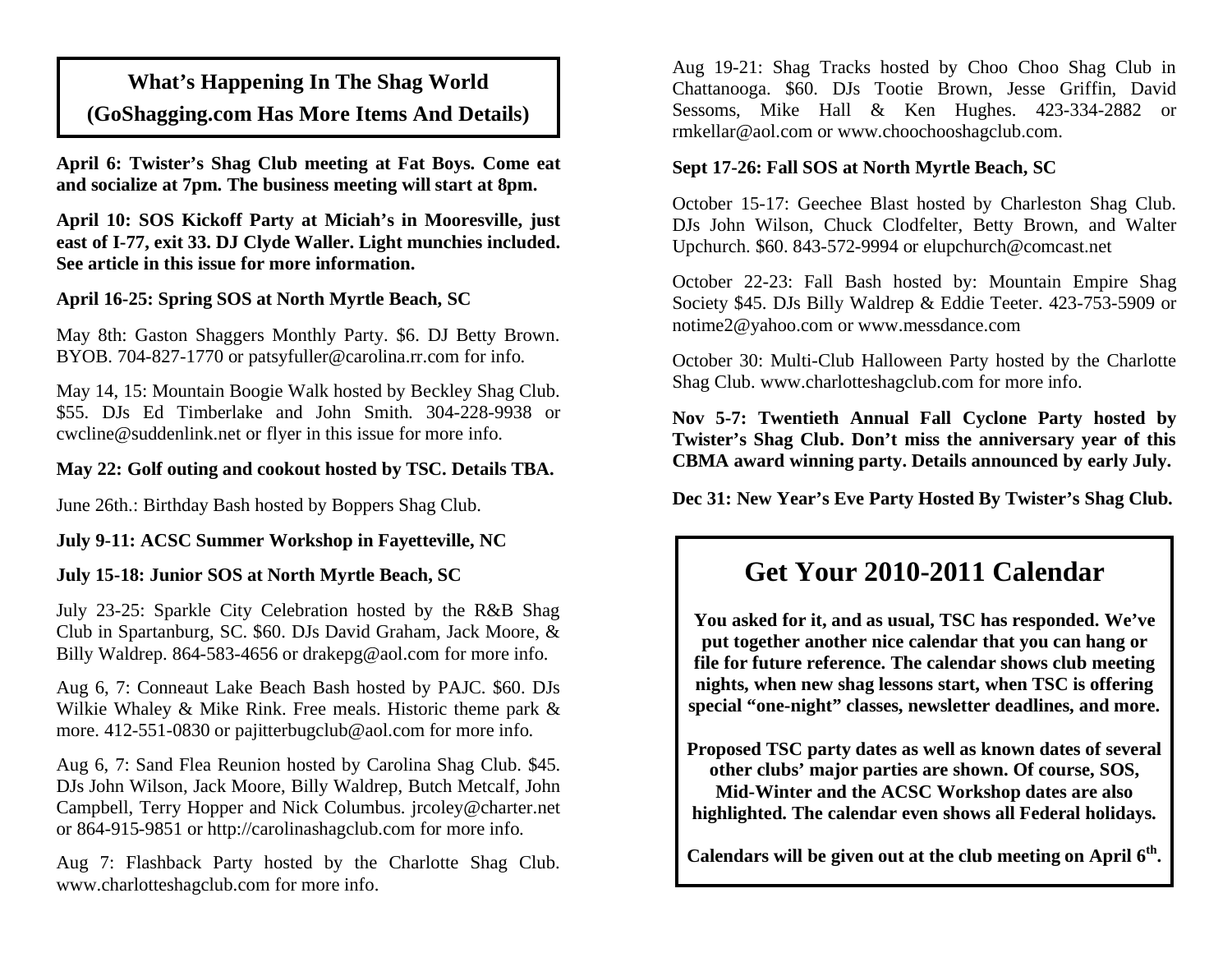## What's Happening In The Shag World

## (GoShagging.com Has More Items And Details)

**April 6: Twister's Shag Club meeting at Fat Boys. Come eat and socialize at 7pm. The business meeting will start at 8pm.**

**April 10: SOS Kickoff Party at Miciah's in Mooresville, just east of I-77, exit 33. DJ Clyde Waller. Light munchies included. See article in this issue for more information.**

**April 16-25: Spring SOS at North Myrtle Beach, SC**

May 8th: Gaston Shaggers Monthly Party. $6. DJ Betty Brown. BYOB. 704-827-1770 or patsyfuller@carolina.rr.com for info.

May 14, 15: Mountain Boogie Walk hosted by Beckley Shag Club. $55. DJs Ed Timberlake and John Smith. 304-228-9938 or cwcline@suddenlink.net or flyer in this issue for more info.

**May 22: Golf outing and cookout hosted by TSC. Details TBA.**

June 26th.: Birthday Bash hosted by Boppers Shag Club.

**July 9-11: ACSC Summer Workshop in Fayetteville, NC**

**July 15-18: Junior SOS at North Myrtle Beach, SC**

July 23-25: Sparkle City Celebration hosted by the R&B Shag Club in Spartanburg, SC. $60. DJs David Graham, Jack Moore, & Billy Waldrep. 864-583-4656 or drakepg@aol.com for more info.

Aug 6, 7: Conneaut Lake Beach Bash hosted by PAJC. $60. DJs Wilkie Whaley & Mike Rink. Free meals. Historic theme park & more. 412-551-0830 or pajitterbugclub@aol.com for more info.

Aug 6, 7: Sand Flea Reunion hosted by Carolina Shag Club. $45. DJs John Wilson, Jack Moore, Billy Waldrep, Butch Metcalf, John Campbell, Terry Hopper and Nick Columbus. jrcoley@charter.net or 864-915-9851 or http://carolinashagclub.com for more info.

Aug 7: Flashback Party hosted by the Charlotte Shag Club. www.charlotteshagclub.com for more info.

Aug 19-21: Shag Tracks hosted by Choo Choo Shag Club in Chattanooga. $60. DJs Tootie Brown, Jesse Griffin, David Sessoms, Mike Hall & Ken Hughes. 423-334-2882 or rmkellar@aol.com or www.choochooshagclub.com.

**Sept 17-26: Fall SOS at North Myrtle Beach, SC**

October 15-17: Geechee Blast hosted by Charleston Shag Club. DJs John Wilson, Chuck Clodfelter, Betty Brown, and Walter Upchurch. $60. 843-572-9994 or elupchurch@comcast.net

October 22-23: Fall Bash hosted by: Mountain Empire Shag Society $45. DJs Billy Waldrep & Eddie Teeter. 423-753-5909 or notime2@yahoo.com or www.messdance.com

October 30: Multi-Club Halloween Party hosted by the Charlotte Shag Club. www.charlotteshagclub.com for more info.

**Nov 5-7: Twentieth Annual Fall Cyclone Party hosted by Twister's Shag Club. Don't miss the anniversary year of this CBMA award winning party. Details announced by early July.**

**Dec 31: New Year's Eve Party Hosted By Twister's Shag Club.**

## Get Your 2010-2011 Calendar

**You asked for it, and as usual, TSC has responded. We've put together another nice calendar that you can hang or file for future reference. The calendar shows club meeting nights, when new shag lessons start, when TSC is offering special "one-night" classes, newsletter deadlines, and more.**

**Proposed TSC party dates as well as known dates of several other clubs' major parties are shown. Of course, SOS, Mid-Winter and the ACSC Workshop dates are also highlighted. The calendar even shows all Federal holidays.**

**Calendars will be given out at the club meeting on April 6th.**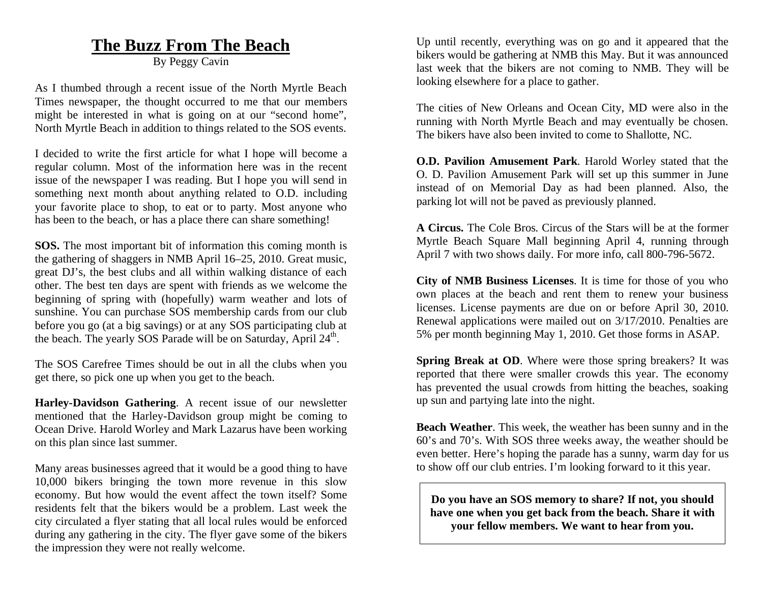# The Buzz From The Beach

By Peggy Cavin

As I thumbed through a recent issue of the North Myrtle Beach Times newspaper, the thought occurred to me that our members might be interested in what is going on at our "second home", North Myrtle Beach in addition to things related to the SOS events.

I decided to write the first article for what I hope will become a regular column. Most of the information here was in the recent issue of the newspaper I was reading. But I hope you will send in something next month about anything related to O.D. including your favorite place to shop, to eat or to party. Most anyone who has been to the beach, or has a place there can share something!

**SOS.** The most important bit of information this coming month is the gathering of shaggers in NMB April 16–25, 2010. Great music, great DJ's, the best clubs and all within walking distance of each other. The best ten days are spent with friends as we welcome the beginning of spring with (hopefully) warm weather and lots of sunshine. You can purchase SOS membership cards from our club before you go (at a big savings) or at any SOS participating club at the beach. The yearly SOS Parade will be on Saturday, April 24th.

The SOS Carefree Times should be out in all the clubs when you get there, so pick one up when you get to the beach.

**Harley-Davidson Gathering**. A recent issue of our newsletter mentioned that the Harley-Davidson group might be coming to Ocean Drive. Harold Worley and Mark Lazarus have been working on this plan since last summer.

Many areas businesses agreed that it would be a good thing to have 10,000 bikers bringing the town more revenue in this slow economy. But how would the event affect the town itself? Some residents felt that the bikers would be a problem. Last week the city circulated a flyer stating that all local rules would be enforced during any gathering in the city. The flyer gave some of the bikers the impression they were not really welcome.

Up until recently, everything was on go and it appeared that the bikers would be gathering at NMB this May. But it was announced last week that the bikers are not coming to NMB. They will be looking elsewhere for a place to gather.

The cities of New Orleans and Ocean City, MD were also in the running with North Myrtle Beach and may eventually be chosen. The bikers have also been invited to come to Shallotte, NC.

**O.D. Pavilion Amusement Park**. Harold Worley stated that the O. D. Pavilion Amusement Park will set up this summer in June instead of on Memorial Day as had been planned. Also, the parking lot will not be paved as previously planned.

**A Circus.** The Cole Bros. Circus of the Stars will be at the former Myrtle Beach Square Mall beginning April 4, running through April 7 with two shows daily. For more info, call 800-796-5672.

**City of NMB Business Licenses**. It is time for those of you who own places at the beach and rent them to renew your business licenses. License payments are due on or before April 30, 2010. Renewal applications were mailed out on 3/17/2010. Penalties are 5% per month beginning May 1, 2010. Get those forms in ASAP.

**Spring Break at OD**. Where were those spring breakers? It was reported that there were smaller crowds this year. The economy has prevented the usual crowds from hitting the beaches, soaking up sun and partying late into the night.

**Beach Weather**. This week, the weather has been sunny and in the 60's and 70's. With SOS three weeks away, the weather should be even better. Here's hoping the parade has a sunny, warm day for us to show off our club entries. I'm looking forward to it this year.

**Do you have an SOS memory to share? If not, you should have one when you get back from the beach. Share it with your fellow members. We want to hear from you.**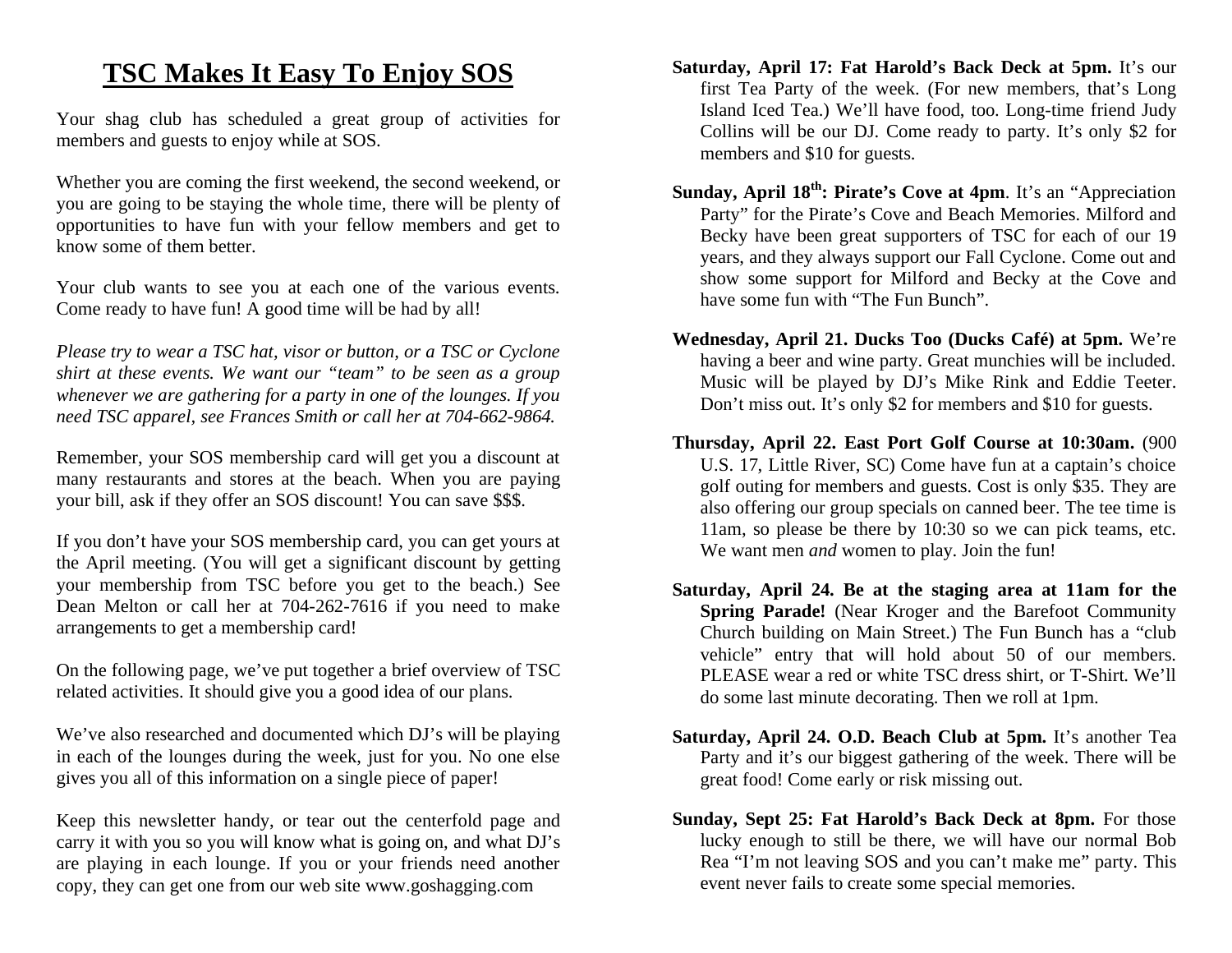# TSC Makes It Easy To Enjoy SOS

Your shag club has scheduled a great group of activities for members and guests to enjoy while at SOS.

Whether you are coming the first weekend, the second weekend, or you are going to be staying the whole time, there will be plenty of opportunities to have fun with your fellow members and get to know some of them better.

Your club wants to see you at each one of the various events. Come ready to have fun! A good time will be had by all!

*Please try to wear a TSC hat, visor or button, or a TSC or Cyclone shirt at these events. We want our "team" to be seen as a group whenever we are gathering for a party in one of the lounges. If you need TSC apparel, see Frances Smith or call her at 704-662-9864.*

Remember, your SOS membership card will get you a discount at many restaurants and stores at the beach. When you are paying your bill, ask if they offer an SOS discount! You can save $$$.

If you don't have your SOS membership card, you can get yours at the April meeting. (You will get a significant discount by getting your membership from TSC before you get to the beach.) See Dean Melton or call her at 704-262-7616 if you need to make arrangements to get a membership card!

On the following page, we've put together a brief overview of TSC related activities. It should give you a good idea of our plans.

We've also researched and documented which DJ's will be playing in each of the lounges during the week, just for you. No one else gives you all of this information on a single piece of paper!

Keep this newsletter handy, or tear out the centerfold page and carry it with you so you will know what is going on, and what DJ's are playing in each lounge. If you or your friends need another copy, they can get one from our web site www.goshagging.com

**Saturday, April 17: Fat Harold's Back Deck at 5pm.** It's our first Tea Party of the week. (For new members, that's Long Island Iced Tea.) We'll have food, too. Long-time friend Judy Collins will be our DJ. Come ready to party. It's only $2 for members and $10 for guests.

**Sunday, April 18th: Pirate's Cove at 4pm**. It's an "Appreciation Party" for the Pirate's Cove and Beach Memories. Milford and Becky have been great supporters of TSC for each of our 19 years, and they always support our Fall Cyclone. Come out and show some support for Milford and Becky at the Cove and have some fun with "The Fun Bunch".

**Wednesday, April 21. Ducks Too (Ducks Café) at 5pm.** We're having a beer and wine party. Great munchies will be included. Music will be played by DJ's Mike Rink and Eddie Teeter. Don't miss out. It's only $2 for members and $10 for guests.

**Thursday, April 22. East Port Golf Course at 10:30am.** (900 U.S. 17, Little River, SC) Come have fun at a captain's choice golf outing for members and guests. Cost is only $35. They are also offering our group specials on canned beer. The tee time is 11am, so please be there by 10:30 so we can pick teams, etc. We want men *and* women to play. Join the fun!

**Saturday, April 24. Be at the staging area at 11am for the Spring Parade!** (Near Kroger and the Barefoot Community Church building on Main Street.) The Fun Bunch has a "club vehicle" entry that will hold about 50 of our members. PLEASE wear a red or white TSC dress shirt, or T-Shirt. We'll do some last minute decorating. Then we roll at 1pm.

**Saturday, April 24. O.D. Beach Club at 5pm.** It's another Tea Party and it's our biggest gathering of the week. There will be great food! Come early or risk missing out.

**Sunday, Sept 25: Fat Harold's Back Deck at 8pm.** For those lucky enough to still be there, we will have our normal Bob Rea "I'm not leaving SOS and you can't make me" party. This event never fails to create some special memories.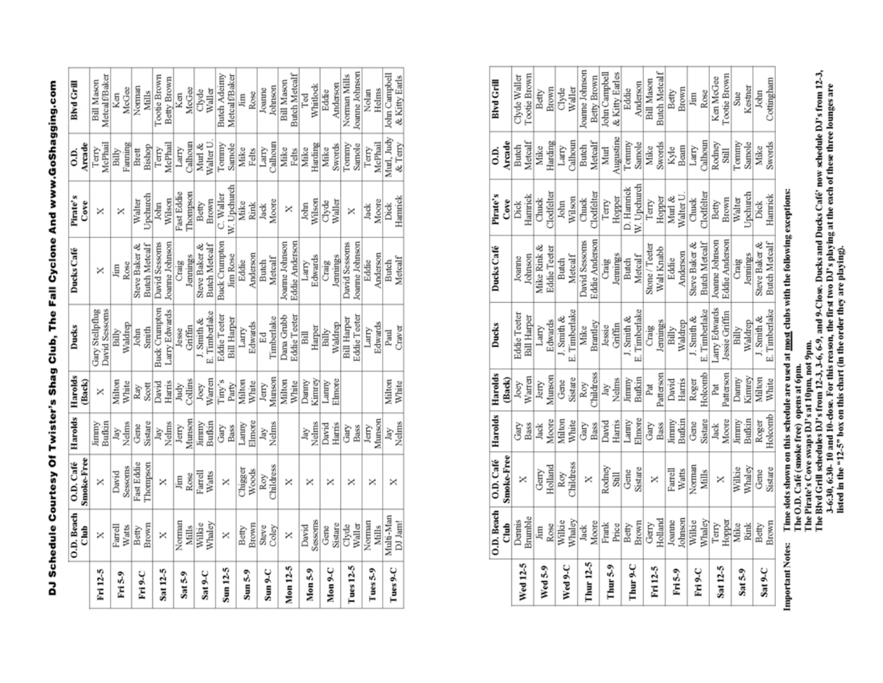# DJ Schedule Courtesy Of Twister's Shag Club, The Fall Cyclone And www.GoShagging.com

| | O.D. Beach Club | O.D. Café Smoke-Free | Harolds | Harolds (Back) | Ducks | Ducks Café | Pirate's Cove | O.D. Arcade | Blvd Grill |
|---|---|---|---|---|---|---|---|---|---|
| Fri 12-5 | X | X | Jimmy Bufkin | X | Gary Stellpflug David Sessoms | X | X | Terry McPhail | Bill Mason Metcalf/Baker |
| Fri 5-9 | Farrell Watts | David Sessoms | Jay Nelms | Milton White | Billy Waldrep | Jim Rose | X | Billy Fanning | Ken McGee |
| Fri 9-C | Betty Brown | Fast Eddie Thompson | Gene Sistare | Ray Scott | John Smith | Steve Baker & Butch Metcalf | Walter Upchurch | Brett Bishop | Norman Mills |
| Sat 12-5 | X | X | Jay Nelms | David Harris | Buck Crumpton Larry Edwards | David Sessoms Joanne Johnson | John Wilson | Terry McPhail | Tootie Brown Betty Brown |
| Sat 5-9 | Norman Mills | Jim Rose | Jerry Munson | Judy Collins | Jesse Griffin | Craig Jennings | Fast Eddie Thompson | Larry Calhoun | Ken McGee |
| Sat 9-C | Wilkie Whaley | Farrell Watts | Jimmy Bufkin | Joey Warren | J. Smith & E. Timberlake | Steve Baker & Butch Metcalf | Betty Brown | Murl & Walter U. | Clyde Waller |
| Sun 12-5 | X | X | Gary Bass | Tiny's Party | Eddie Teeter Bill Harper | Buck Crumpton Jim Rose | C. Waller W. Upchurch | Tommy Samole | Butch Adeimy Metcalf/Baker |
| Sun 5-9 | Betty Brown | Chigger Woods | Lanny Elmore | Milton White | Larry Edwards | Eddie Anderson | Mike Rink | Mike Felts | Jim Rose |
| Sun 9-C | Steve Coley | Roy Childress | Jay Nelms | Jerry Munson | Ed Timberlake | Butch Metcalf | Jack Moore | Larry Calhoun | Joanne Johnson |
| Mon 12-5 | X | X | | Milton White | Dana Grubb Eddie Teeter | Joanne Johnson Eddie Anderson | X | Mike Felts | Bill Mason Butch Metcalf |
| Mon 5-9 | David Sessoms | X | Jay Nelms | Danny Kimrey | Bill Harper | Larry Edwards | John Wilson | Mike Harding | Ted Whitlock |
| Mon 9-C | Gene Sistare | X | David Harris | Lanny Elmore | Billy Waldrep | Craig Jennings | Clyde Waller | Mike Swords | Eddie Anderson |
| Tues 12-5 | Clyde Waller | X | Gary Bass | | Bill Harper Eddie Teeter | David Sessoms Joanne Johnson | X | Tommy Samole | Norman Mills Joanne Johnson |
| Tues 5-9 | Norman Mills | X | Jerry Munson | | Larry Edwards | Eddie Anderson | Jack Moore | Terry McPhail | Nolan Helms |
| Tues 9-C | Multi-Man DJ Jam! | X | Jay Nelms | Milton White | Paul Craver | Butch Metcalf | Dick Hamrick | Murl, Judy & Terry | John Campbell & Kitty Earls |

| | O.D. Beach Club | O.D. Café Smoke-Free | Harolds | Harolds (Back) | Ducks | Ducks Café | Pirate's Cove | O.D. Arcade | Blvd Grill |
|---|---|---|---|---|---|---|---|---|---|
| Wed 12-5 | Dennis Brumble | X | Gary Bass | Joey Warren | Eddie Teeter Bill Harper | Joanne Johnson | Dick Hamrick | Butch Metcalf | Clyde Waller Tootie Brown |
| Wed 5-9 | Jim Rose | Gerry Holland | Jack Moore | Jerry Munson | Larry Edwards | Mike Rink & Eddie Teeter | Chuck Clodfelter | Mike Harding | Betty Brown |
| Wed 9-C | Wilkie Whaley | Roy Childress | Milton White | Gene Sistare | J. Smith & E. Timberlake | Butch Metcalf | John Wilson | Larry Calhoun | Clyde Waller |
| Thur 12-5 | Jack Moore | X | Gary Bass | Roy Childress | Mike Brantley | David Sessoms Eddie Anderson | Chuck Clodfelter | Butch Metcalf | Joanne Johnson Betty Brown |
| Thur 5-9 | Frank Price | Rodney Still | David Harris | Jay Nelms | Jessie Griffin | Craig Jennings | Terry Hopper | Murl Augustine | John Campbell & Kitty Earles |
| Thur 9-C | Betty Brown | Gene Sistare | Lanny Elmore | Jimmy Bufkin | J. Smith & E. Timberlake | Butch Metcalf | D. Hamrick W. Upchurch | Tommy Samole | Eddie Anderson |
| Fri 12-5 | Gerry Holland | X | Gary Bass | Pat Patterson | Craig Jennings | Stone / Teeter Walt Knabb | Terry Hopper | Mike Swords | Bill Mason Butch Metcalf |
| Fri 5-9 | Joanne Johnson | Farrell Watts | Jimmy Bufkin | David Harris | Billy Waldrep | Eddie Anderson | Murl & Walter U. | Kyle Beam | Betty Brown |
| Fri 9-C | Wilkie Whaley | Norman Mills | Gene Sistare | Roger Holcomb | J. Smith & E. Timberlake | Steve Baker & Butch Metcalf | Chuck Clodfelter | Larry Calhoun | Jim Rose |
| Sat 12-5 | Terry Hopper | X | Jack Moore | Pat Patterson | Larry Edwards Jessie Griffin | Joanne Johnson Eddie Anderson | Betty Brown | Rodney Still | Ken McGee Tootie Brown |
| Sat 5-9 | Mike Rink | Wilkie Whaley | Jimmy Bufkin | Danny Kimrey | Billy Waldrep | Craig Jennings | Walter Upchurch | Tommy Samole | Sue Kestner |
| Sat 9-C | Betty Brown | Gene Sistare | Roger Holcomb | Milton White | J. Smith & E. Timberlake | Steve Baker & Butch Metcalf | Dick Hamrick | Mike Swords | John Cottingham |

**Important Notes:** Time slots shown on this schedule are used at most clubs with the following exceptions:

**The O.D. Café (smoke free) opens at 6pm.**

**The Pirate's Cove swaps DJ's at 10pm, not 9pm.**

**The Blvd Grill schedules DJ's from 12-3, 3-6, 6-9, and 9-Close. Ducks and Ducks Café' now schedule DJ's from 12-3, 3-6:30, 6:30- 10 and 10-close. For this reason, the first two DJ's playing at the each of these three lounges are listed in the "12-5" box on this chart (in the order they are playing).**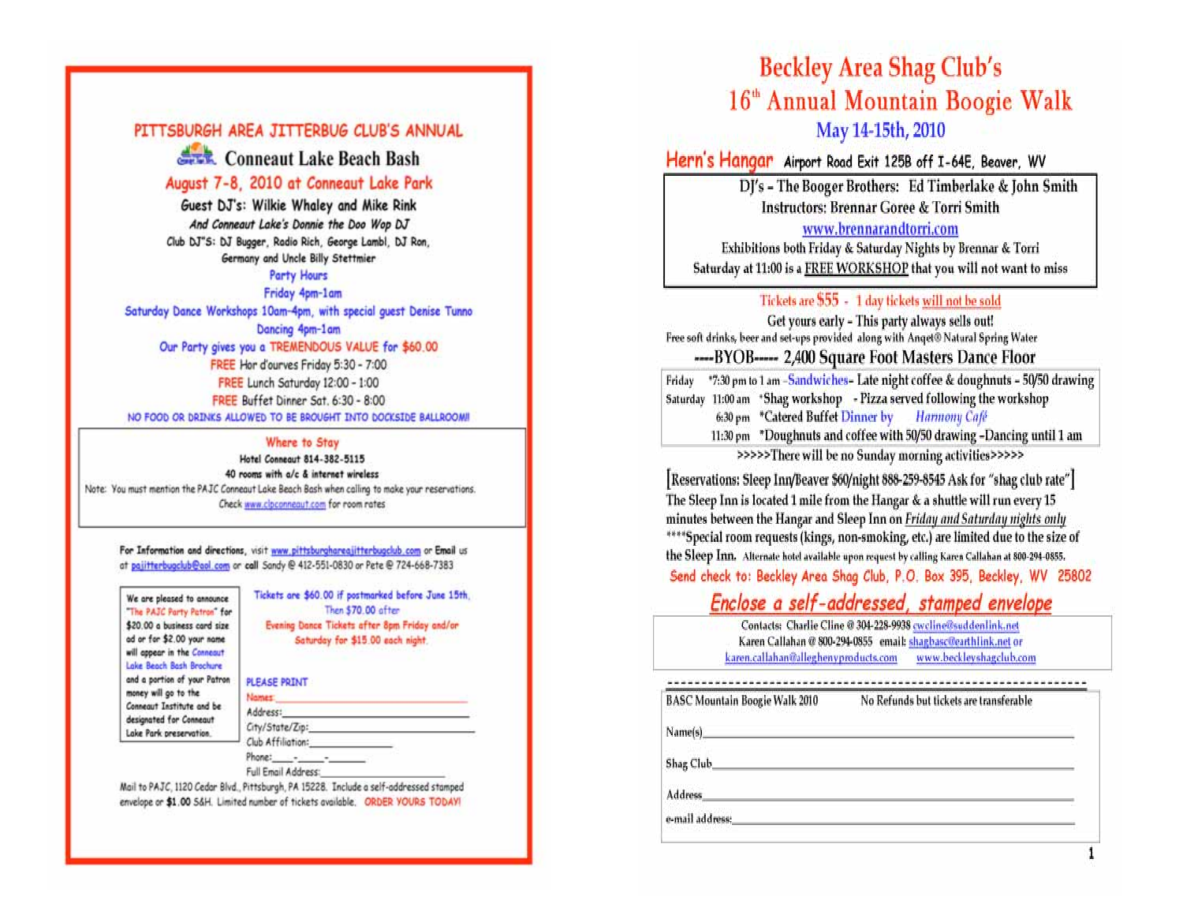# PITTSBURGH AREA JITTERBUG CLUB'S ANNUAL

## Conneaut Lake Beach Bash

### August 7-8, 2010 at Conneaut Lake Park

**Guest DJ's: Wilkie Whaley and Mike Rink**

*And Conneaut Lake's Donnie the Doo Wop DJ*

Club DJ"S: DJ Bugger, Radio Rich, George Lambl, DJ Ron, Germany and Uncle Billy Stettmier

Party Hours

Friday 4pm-1am

Saturday Dance Workshops 10am-4pm, with special guest Denise Tunno

Dancing 4pm-1am

Our Party gives you a TREMENDOUS VALUE for $60.00

FREE Hor d'ourves Friday 5:30 - 7:00

FREE Lunch Saturday 12:00 - 1:00

FREE Buffet Dinner Sat. 6:30 - 8:00

NO FOOD OR DRINKS ALLOWED TO BE BROUGHT INTO DOCKSIDE BALLROOM!!

**Where to Stay**

Hotel Conneaut 814-382-5115

40 rooms with a/c & internet wireless

Note: You must mention the PAJC Conneaut Lake Beach Bash when calling to make your reservations. Check www.clpconneaut.com for room rates

For Information and directions, visit www.pittsburghareajitterbugclub.com or Email us at pajitterbugclub@aol.com or call Sandy @ 412-551-0830 or Pete @ 724-668-7383

We are pleased to announce "The PAJC Party Patron" for $20.00 a business card size ad or for $2.00 your name will appear in the Conneaut Lake Beach Bash Brochure and a portion of your Patron money will go to the Conneaut Institute and be designated for Conneaut Lake Park preservation.

Tickets are $60.00 if postmarked before June 15th, Then $70.00 after

Evening Dance Tickets after 8pm Friday and/or Saturday for $15.00 each night.

PLEASE PRINT

Names: ______________________

Address: ______________________

City/State/Zip: ______________________

Club Affiliation: ______________________

Phone: ____-____-____

Full Email Address: ______________________

Mail to PAJC, 1120 Cedar Blvd., Pittsburgh, PA 15228. Include a self-addressed stamped envelope or **$1.00** S&H. Limited number of tickets available. ORDER YOURS TODAY!

---

# Beckley Area Shag Club's

## 16th Annual Mountain Boogie Walk

### May 14-15th, 2010

**Hern's Hangar** Airport Road Exit 125B off I-64E, Beaver, WV

DJ's - The Booger Brothers: Ed Timberlake & John Smith

Instructors: Brennar Goree & Torri Smith

www.brennarandtorri.com

Exhibitions both Friday & Saturday Nights by Brennar & Torri

Saturday at 11:00 is a FREE WORKSHOP that you will not want to miss

Tickets are $55 - 1 day tickets will not be sold

Get yours early - This party always sells out!

Free soft drinks, beer and set-ups provided along with Angel® Natural Spring Water

----BYOB----- 2,400 Square Foot Masters Dance Floor

| | | |
|---|---|---|
| Friday | *7:30 pm to 1 am | -Sandwiches- Late night coffee & doughnuts - 50/50 drawing |
| Saturday | 11:00 am | *Shag workshop - Pizza served following the workshop |
| | 6:30 pm | *Catered Buffet Dinner by *Harmony Café* |
| | 11:30 pm | *Doughnuts and coffee with 50/50 drawing -Dancing until 1 am |

>>>>>There will be no Sunday morning activities>>>>>

[Reservations: Sleep Inn/Beaver $60/night 888-259-8545 Ask for "shag club rate"]

The Sleep Inn is located 1 mile from the Hangar & a shuttle will run every 15 minutes between the Hangar and Sleep Inn on *Friday and Saturday nights only*

****Special room requests (kings, non-smoking, etc.) are limited due to the size of the Sleep Inn. Alternate hotel available upon request by calling Karen Callahan at 800-294-0855.

Send check to: Beckley Area Shag Club, P.O. Box 395, Beckley, WV 25802

***Enclose a self-addressed, stamped envelope***

Contacts: Charlie Cline @ 304-228-9938 cwcline@suddenlink.net

Karen Callahan @ 800-294-0855 email: shagbasc@earthlink.net or karen.callahan@alleghenyproducts.com www.beckleyshagclub.com

---

BASC Mountain Boogie Walk 2010 No Refunds but tickets are transferable

Name(s) ______________________

Shag Club ______________________

Address ______________________

e-mail address: ______________________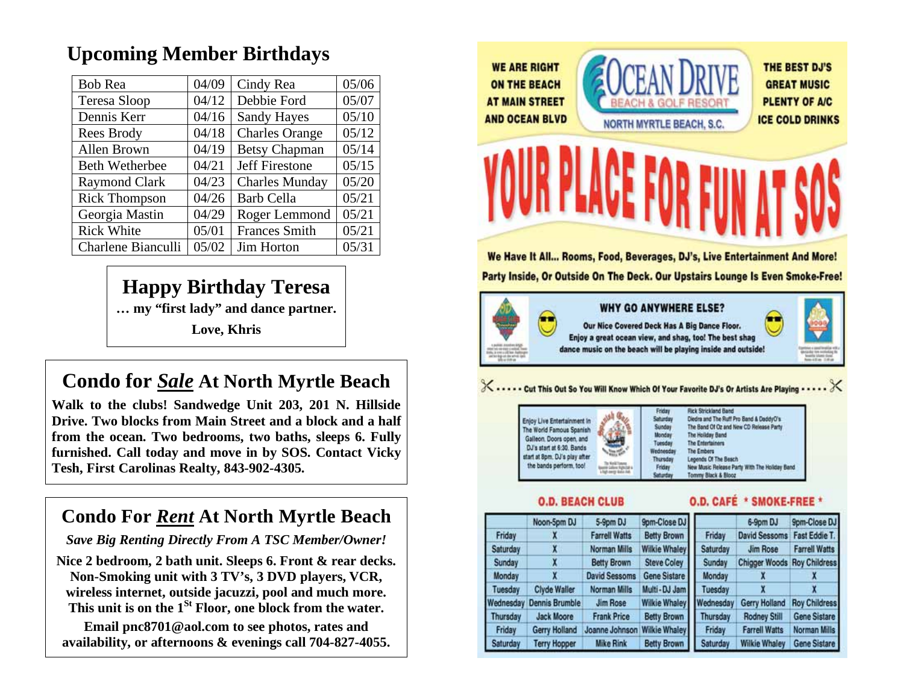## Upcoming Member Birthdays

| | | | |
|---|---|---|---|
| Bob Rea | 04/09 | Cindy Rea | 05/06 |
| Teresa Sloop | 04/12 | Debbie Ford | 05/07 |
| Dennis Kerr | 04/16 | Sandy Hayes | 05/10 |
| Rees Brody | 04/18 | Charles Orange | 05/12 |
| Allen Brown | 04/19 | Betsy Chapman | 05/14 |
| Beth Wetherbee | 04/21 | Jeff Firestone | 05/15 |
| Raymond Clark | 04/23 | Charles Munday | 05/20 |
| Rick Thompson | 04/26 | Barb Cella | 05/21 |
| Georgia Mastin | 04/29 | Roger Lemmond | 05/21 |
| Rick White | 05/01 | Frances Smith | 05/21 |
| Charlene Bianculli | 05/02 | Jim Horton | 05/31 |

**Happy Birthday Teresa**

**… my "first lady" and dance partner.**

**Love, Khris**

## Condo for *Sale* At North Myrtle Beach

**Walk to the clubs! Sandwedge Unit 203, 201 N. Hillside Drive. Two blocks from Main Street and a block and a half from the ocean. Two bedrooms, two baths, sleeps 6. Fully furnished. Call today and move in by SOS. Contact Vicky Tesh, First Carolinas Realty, 843-902-4305.**

## Condo For *Rent* At North Myrtle Beach

***Save Big Renting Directly From A TSC Member/Owner!***

**Nice 2 bedroom, 2 bath unit. Sleeps 6. Front & rear decks. Non-Smoking unit with 3 TV's, 3 DVD players, VCR, wireless internet, outside jacuzzi, pool and much more. This unit is on the 1st Floor, one block from the water.**

**Email pnc8701@aol.com to see photos, rates and availability, or afternoons & evenings call 704-827-4055.**

**WE ARE RIGHT ON THE BEACH AT MAIN STREET AND OCEAN BLVD**

**OCEAN DRIVE BEACH & GOLF RESORT — NORTH MYRTLE BEACH, S.C.**

**THE BEST DJ'S GREAT MUSIC PLENTY OF A/C ICE COLD DRINKS**

# YOUR PLACE FOR FUN AT SOS

**We Have It All... Rooms, Food, Beverages, DJ's, Live Entertainment And More! Party Inside, Or Outside On The Deck. Our Upstairs Lounge Is Even Smoke-Free!**

**WHY GO ANYWHERE ELSE?**

**Our Nice Covered Deck Has A Big Dance Floor. Enjoy a great ocean view, and shag, too! The best shag dance music on the beach will be playing inside and outside!**

**Cut This Out So You Will Know Which Of Your Favorite DJ's Or Artists Are Playing**

Enjoy Live Entertainment In The World Famous Spanish Galleon. Doors open, and DJ's start at 6:30. Bands start at 8pm. DJ's play after the bands perform, too!

| Day | Entertainment |
|---|---|
| Friday | Rick Strickland Band |
| Saturday | Diedra and The Ruff Pro Band & DaddyO's |
| Sunday | The Band Of Oz and New CD Release Party |
| Monday | The Holiday Band |
| Tuesday | The Entertainers |
| Wednesday | The Embers |
| Thursday | Legends Of The Beach |
| Friday | New Music Release Party With The Holiday Band |
| Saturday | Tommy Black & Blooz |

**O.D. BEACH CLUB**

| | Noon-5pm DJ | 5-9pm DJ | 9pm-Close DJ |
|---|---|---|---|
| Friday | X | Farrell Watts | Betty Brown |
| Saturday | X | Norman Mills | Wilkie Whaley |
| Sunday | X | Betty Brown | Steve Coley |
| Monday | X | David Sessoms | Gene Sistare |
| Tuesday | Clyde Waller | Norman Mills | Multi-DJ Jam |
| Wednesday | Dennis Brumble | Jim Rose | Wilkie Whaley |
| Thursday | Jack Moore | Frank Price | Betty Brown |
| Friday | Gerry Holland | Joanne Johnson | Wilkie Whaley |
| Saturday | Terry Hopper | Mike Rink | Betty Brown |

**O.D. CAFÉ * SMOKE-FREE ***

| | 6-9pm DJ | 9pm-Close DJ |
|---|---|---|
| Friday | David Sessoms | Fast Eddie T. |
| Saturday | Jim Rose | Farrell Watts |
| Sunday | Chigger Woods | Roy Childress |
| Monday | X | X |
| Tuesday | X | X |
| Wednesday | Gerry Holland | Roy Childress |
| Thursday | Rodney Still | Gene Sistare |
| Friday | Farrell Watts | Norman Mills |
| Saturday | Wilkie Whaley | Gene Sistare |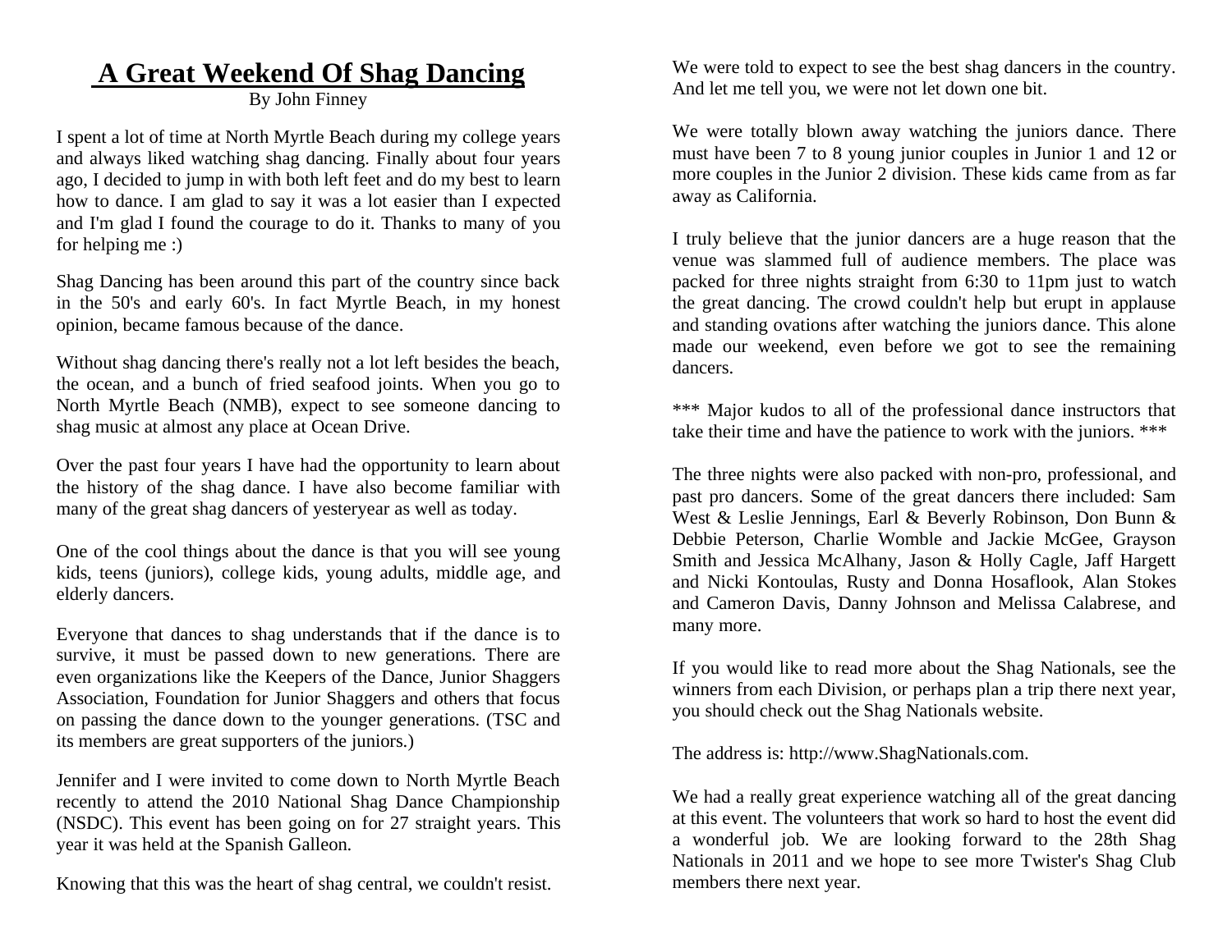# A Great Weekend Of Shag Dancing

By John Finney

I spent a lot of time at North Myrtle Beach during my college years and always liked watching shag dancing. Finally about four years ago, I decided to jump in with both left feet and do my best to learn how to dance. I am glad to say it was a lot easier than I expected and I'm glad I found the courage to do it. Thanks to many of you for helping me :)

Shag Dancing has been around this part of the country since back in the 50's and early 60's. In fact Myrtle Beach, in my honest opinion, became famous because of the dance.

Without shag dancing there's really not a lot left besides the beach, the ocean, and a bunch of fried seafood joints. When you go to North Myrtle Beach (NMB), expect to see someone dancing to shag music at almost any place at Ocean Drive.

Over the past four years I have had the opportunity to learn about the history of the shag dance. I have also become familiar with many of the great shag dancers of yesteryear as well as today.

One of the cool things about the dance is that you will see young kids, teens (juniors), college kids, young adults, middle age, and elderly dancers.

Everyone that dances to shag understands that if the dance is to survive, it must be passed down to new generations. There are even organizations like the Keepers of the Dance, Junior Shaggers Association, Foundation for Junior Shaggers and others that focus on passing the dance down to the younger generations. (TSC and its members are great supporters of the juniors.)

Jennifer and I were invited to come down to North Myrtle Beach recently to attend the 2010 National Shag Dance Championship (NSDC). This event has been going on for 27 straight years. This year it was held at the Spanish Galleon.

Knowing that this was the heart of shag central, we couldn't resist.

We were told to expect to see the best shag dancers in the country. And let me tell you, we were not let down one bit.

We were totally blown away watching the juniors dance. There must have been 7 to 8 young junior couples in Junior 1 and 12 or more couples in the Junior 2 division. These kids came from as far away as California.

I truly believe that the junior dancers are a huge reason that the venue was slammed full of audience members. The place was packed for three nights straight from 6:30 to 11pm just to watch the great dancing. The crowd couldn't help but erupt in applause and standing ovations after watching the juniors dance. This alone made our weekend, even before we got to see the remaining dancers.

*** Major kudos to all of the professional dance instructors that take their time and have the patience to work with the juniors. ***

The three nights were also packed with non-pro, professional, and past pro dancers. Some of the great dancers there included: Sam West & Leslie Jennings, Earl & Beverly Robinson, Don Bunn & Debbie Peterson, Charlie Womble and Jackie McGee, Grayson Smith and Jessica McAlhany, Jason & Holly Cagle, Jaff Hargett and Nicki Kontoulas, Rusty and Donna Hosaflook, Alan Stokes and Cameron Davis, Danny Johnson and Melissa Calabrese, and many more.

If you would like to read more about the Shag Nationals, see the winners from each Division, or perhaps plan a trip there next year, you should check out the Shag Nationals website.

The address is: http://www.ShagNationals.com.

We had a really great experience watching all of the great dancing at this event. The volunteers that work so hard to host the event did a wonderful job. We are looking forward to the 28th Shag Nationals in 2011 and we hope to see more Twister's Shag Club members there next year.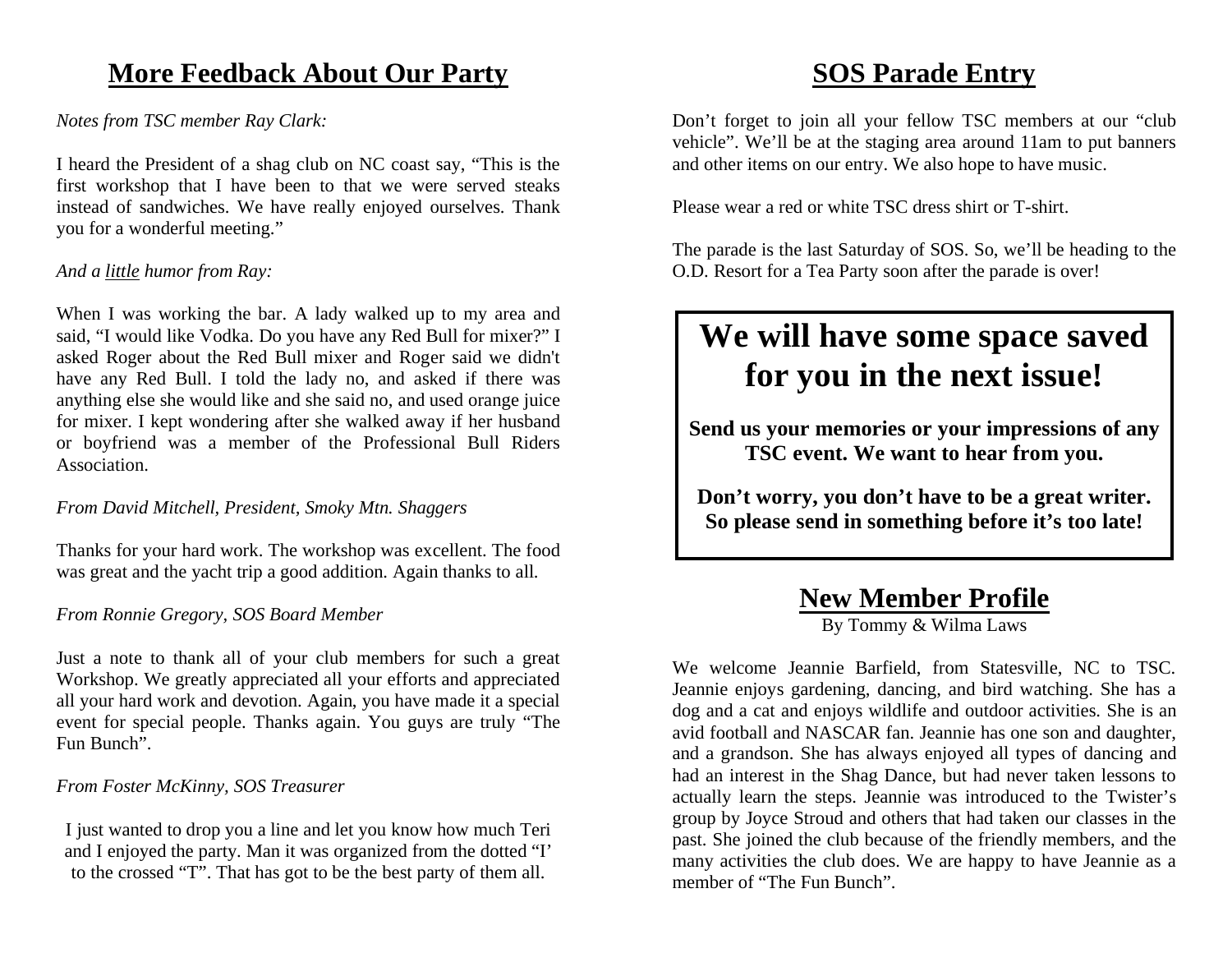## More Feedback About Our Party

*Notes from TSC member Ray Clark:*

I heard the President of a shag club on NC coast say, "This is the first workshop that I have been to that we were served steaks instead of sandwiches. We have really enjoyed ourselves. Thank you for a wonderful meeting."

*And a little humor from Ray:*

When I was working the bar. A lady walked up to my area and said, "I would like Vodka. Do you have any Red Bull for mixer?" I asked Roger about the Red Bull mixer and Roger said we didn't have any Red Bull. I told the lady no, and asked if there was anything else she would like and she said no, and used orange juice for mixer. I kept wondering after she walked away if her husband or boyfriend was a member of the Professional Bull Riders Association.

*From David Mitchell, President, Smoky Mtn. Shaggers*

Thanks for your hard work. The workshop was excellent. The food was great and the yacht trip a good addition. Again thanks to all.

*From Ronnie Gregory, SOS Board Member*

Just a note to thank all of your club members for such a great Workshop. We greatly appreciated all your efforts and appreciated all your hard work and devotion. Again, you have made it a special event for special people. Thanks again. You guys are truly "The Fun Bunch".

*From Foster McKinny, SOS Treasurer*

I just wanted to drop you a line and let you know how much Teri and I enjoyed the party. Man it was organized from the dotted "I' to the crossed "T". That has got to be the best party of them all.

## SOS Parade Entry

Don't forget to join all your fellow TSC members at our "club vehicle". We'll be at the staging area around 11am to put banners and other items on our entry. We also hope to have music.

Please wear a red or white TSC dress shirt or T-shirt.

The parade is the last Saturday of SOS. So, we'll be heading to the O.D. Resort for a Tea Party soon after the parade is over!

**We will have some space saved for you in the next issue!**

**Send us your memories or your impressions of any TSC event. We want to hear from you.**

**Don't worry, you don't have to be a great writer. So please send in something before it's too late!**

## New Member Profile

By Tommy & Wilma Laws

We welcome Jeannie Barfield, from Statesville, NC to TSC. Jeannie enjoys gardening, dancing, and bird watching. She has a dog and a cat and enjoys wildlife and outdoor activities. She is an avid football and NASCAR fan. Jeannie has one son and daughter, and a grandson. She has always enjoyed all types of dancing and had an interest in the Shag Dance, but had never taken lessons to actually learn the steps. Jeannie was introduced to the Twister's group by Joyce Stroud and others that had taken our classes in the past. She joined the club because of the friendly members, and the many activities the club does. We are happy to have Jeannie as a member of "The Fun Bunch".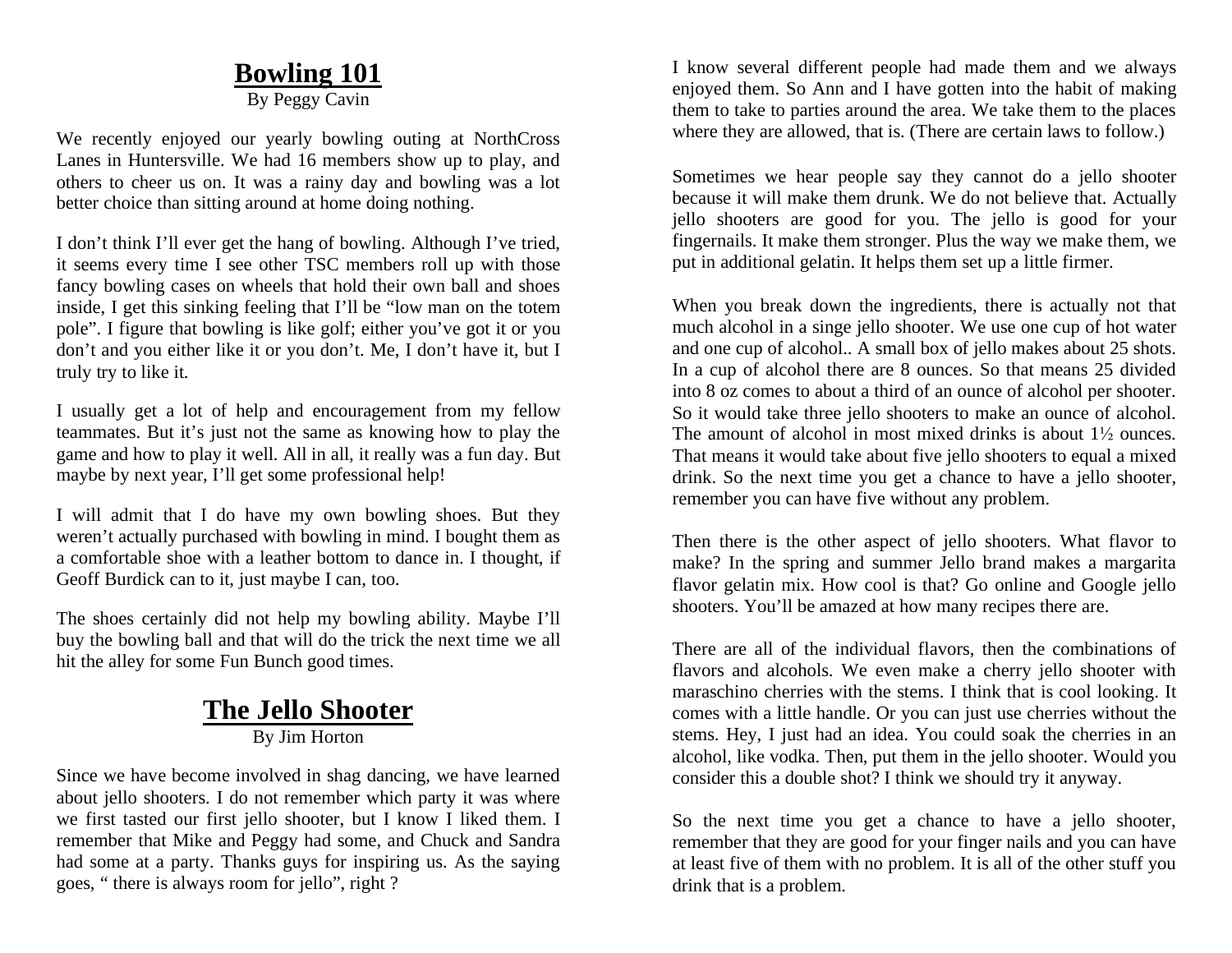# Bowling 101

By Peggy Cavin

We recently enjoyed our yearly bowling outing at NorthCross Lanes in Huntersville. We had 16 members show up to play, and others to cheer us on. It was a rainy day and bowling was a lot better choice than sitting around at home doing nothing.

I don't think I'll ever get the hang of bowling. Although I've tried, it seems every time I see other TSC members roll up with those fancy bowling cases on wheels that hold their own ball and shoes inside, I get this sinking feeling that I'll be "low man on the totem pole". I figure that bowling is like golf; either you've got it or you don't and you either like it or you don't. Me, I don't have it, but I truly try to like it.

I usually get a lot of help and encouragement from my fellow teammates. But it's just not the same as knowing how to play the game and how to play it well. All in all, it really was a fun day. But maybe by next year, I'll get some professional help!

I will admit that I do have my own bowling shoes. But they weren't actually purchased with bowling in mind. I bought them as a comfortable shoe with a leather bottom to dance in. I thought, if Geoff Burdick can to it, just maybe I can, too.

The shoes certainly did not help my bowling ability. Maybe I'll buy the bowling ball and that will do the trick the next time we all hit the alley for some Fun Bunch good times.

# The Jello Shooter

By Jim Horton

Since we have become involved in shag dancing, we have learned about jello shooters. I do not remember which party it was where we first tasted our first jello shooter, but I know I liked them. I remember that Mike and Peggy had some, and Chuck and Sandra had some at a party. Thanks guys for inspiring us. As the saying goes, " there is always room for jello", right ?

I know several different people had made them and we always enjoyed them. So Ann and I have gotten into the habit of making them to take to parties around the area. We take them to the places where they are allowed, that is. (There are certain laws to follow.)

Sometimes we hear people say they cannot do a jello shooter because it will make them drunk. We do not believe that. Actually jello shooters are good for you. The jello is good for your fingernails. It make them stronger. Plus the way we make them, we put in additional gelatin. It helps them set up a little firmer.

When you break down the ingredients, there is actually not that much alcohol in a singe jello shooter. We use one cup of hot water and one cup of alcohol.. A small box of jello makes about 25 shots. In a cup of alcohol there are 8 ounces. So that means 25 divided into 8 oz comes to about a third of an ounce of alcohol per shooter. So it would take three jello shooters to make an ounce of alcohol. The amount of alcohol in most mixed drinks is about 1½ ounces. That means it would take about five jello shooters to equal a mixed drink. So the next time you get a chance to have a jello shooter, remember you can have five without any problem.

Then there is the other aspect of jello shooters. What flavor to make? In the spring and summer Jello brand makes a margarita flavor gelatin mix. How cool is that? Go online and Google jello shooters. You'll be amazed at how many recipes there are.

There are all of the individual flavors, then the combinations of flavors and alcohols. We even make a cherry jello shooter with maraschino cherries with the stems. I think that is cool looking. It comes with a little handle. Or you can just use cherries without the stems. Hey, I just had an idea. You could soak the cherries in an alcohol, like vodka. Then, put them in the jello shooter. Would you consider this a double shot? I think we should try it anyway.

So the next time you get a chance to have a jello shooter, remember that they are good for your finger nails and you can have at least five of them with no problem. It is all of the other stuff you drink that is a problem.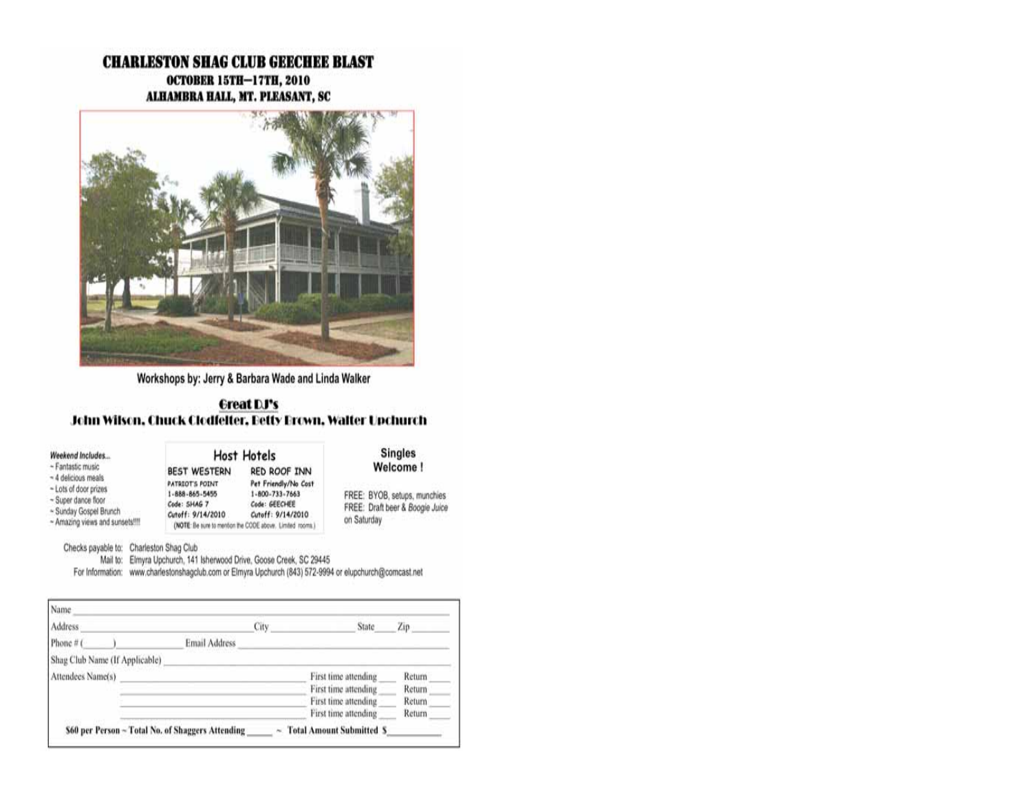# CHARLESTON SHAG CLUB GEECHEE BLAST

## OCTOBER 15TH—17TH, 2010
## ALHAMBRA HALL, MT. PLEASANT, SC

Workshops by: Jerry & Barbara Wade and Linda Walker

## Great DJ's

### John Wilson, Chuck Clodfelter, Betty Brown, Walter Upchurch

*Weekend Includes...*

- Fantastic music
- 4 delicious meals
- Lots of door prizes
- Super dance floor
- Sunday Gospel Brunch
- Amazing views and sunsets!!!!

**Host Hotels**

| BEST WESTERN | RED ROOF INN |
|---|---|
| PATRIOT'S POINT | Pet Friendly/No Cost |
| 1-888-865-5455 | 1-800-733-7663 |
| Code: SHAG 7 | Code: GEECHEE |
| Cutoff: 9/14/2010 | Cutoff: 9/14/2010 |

(NOTE: Be sure to mention the CODE above. Limited rooms.)

**Singles Welcome !**

FREE: BYOB, setups, munchies
FREE: Draft beer & *Boogie Juice* on Saturday

Checks payable to: Charleston Shag Club
Mail to: Elmyra Upchurch, 141 Isherwood Drive, Goose Creek, SC 29445
For Information: www.charlestonshagclub.com or Elmyra Upchurch (843) 572-9994 or elupchurch@comcast.net

Name ________________________________

Address ____________________ City ____________ State ____ Zip ______

Phone # (_____) __________ Email Address ____________________

Shag Club Name (If Applicable) ____________________

Attendees Name(s) ____________________ First time attending ____ Return ____
____________________ First time attending ____ Return ____
____________________ First time attending ____ Return ____
____________________ First time attending ____ Return ____

**$60 per Person ~ Total No. of Shaggers Attending _____ ~ Total Amount Submitted $__________**